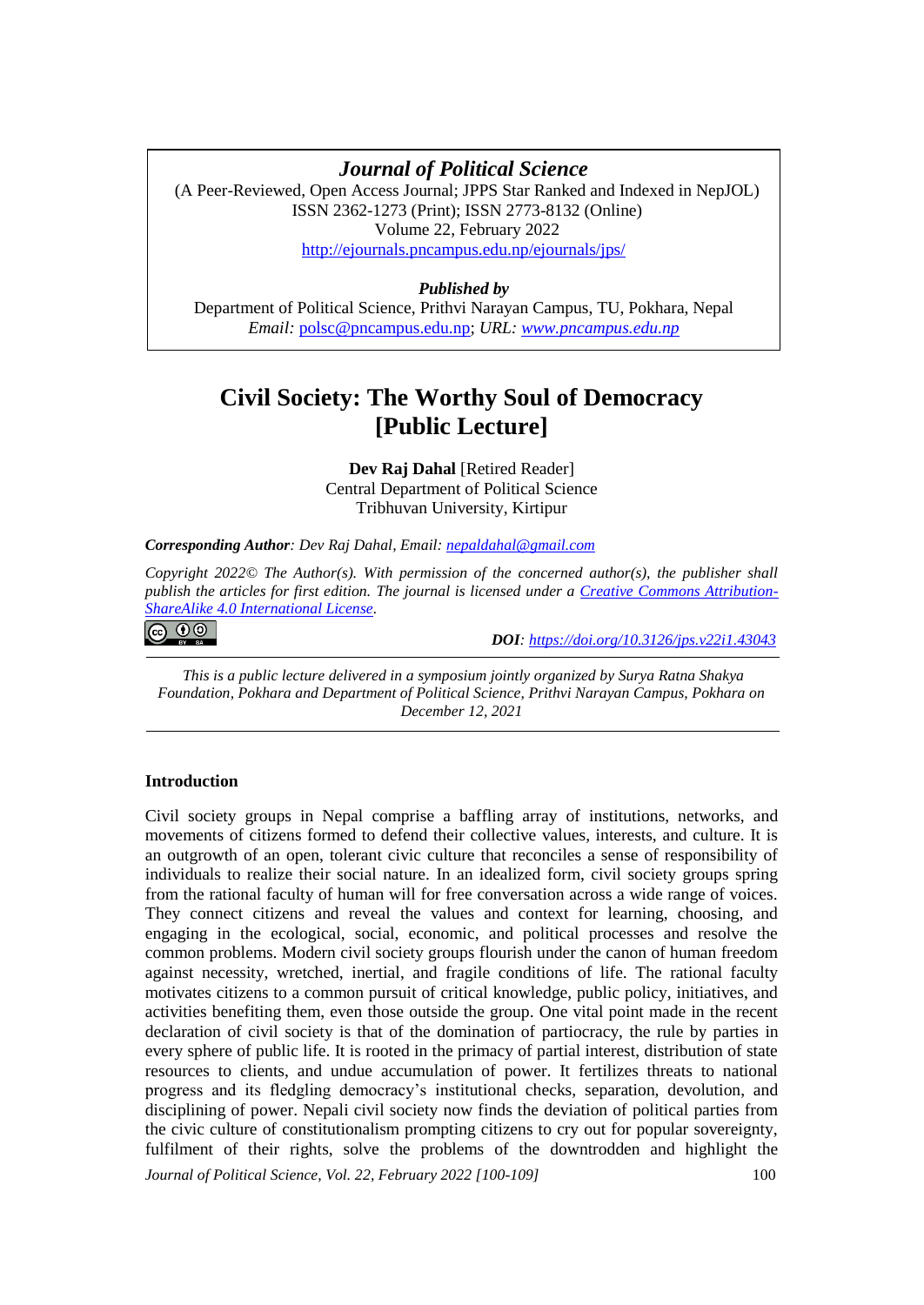***Journal of Political Science***
(A Peer-Reviewed, Open Access Journal; JPPS Star Ranked and Indexed in NepJOL)
ISSN 2362-1273 (Print); ISSN 2773-8132 (Online)
Volume 22, February 2022
http://ejournals.pncampus.edu.np/ejournals/jps/

***Published by***
Department of Political Science, Prithvi Narayan Campus, TU, Pokhara, Nepal
*Email:* polsc@pncampus.edu.np; *URL:* *www.pncampus.edu.np*

# Civil Society: The Worthy Soul of Democracy [Public Lecture]

**Dev Raj Dahal** [Retired Reader]
Central Department of Political Science
Tribhuvan University, Kirtipur

***Corresponding Author**: Dev Raj Dahal, Email: nepaldahal@gmail.com*

*Copyright 2022© The Author(s). With permission of the concerned author(s), the publisher shall publish the articles for first edition. The journal is licensed under a Creative Commons Attribution-ShareAlike 4.0 International License.*

***DOI**: https://doi.org/10.3126/jps.v22i1.43043*

*This is a public lecture delivered in a symposium jointly organized by Surya Ratna Shakya Foundation, Pokhara and Department of Political Science, Prithvi Narayan Campus, Pokhara on December 12, 2021*

## Introduction

Civil society groups in Nepal comprise a baffling array of institutions, networks, and movements of citizens formed to defend their collective values, interests, and culture. It is an outgrowth of an open, tolerant civic culture that reconciles a sense of responsibility of individuals to realize their social nature. In an idealized form, civil society groups spring from the rational faculty of human will for free conversation across a wide range of voices. They connect citizens and reveal the values and context for learning, choosing, and engaging in the ecological, social, economic, and political processes and resolve the common problems. Modern civil society groups flourish under the canon of human freedom against necessity, wretched, inertial, and fragile conditions of life. The rational faculty motivates citizens to a common pursuit of critical knowledge, public policy, initiatives, and activities benefiting them, even those outside the group. One vital point made in the recent declaration of civil society is that of the domination of partiocracy, the rule by parties in every sphere of public life. It is rooted in the primacy of partial interest, distribution of state resources to clients, and undue accumulation of power. It fertilizes threats to national progress and its fledgling democracy's institutional checks, separation, devolution, and disciplining of power. Nepali civil society now finds the deviation of political parties from the civic culture of constitutionalism prompting citizens to cry out for popular sovereignty, fulfilment of their rights, solve the problems of the downtrodden and highlight the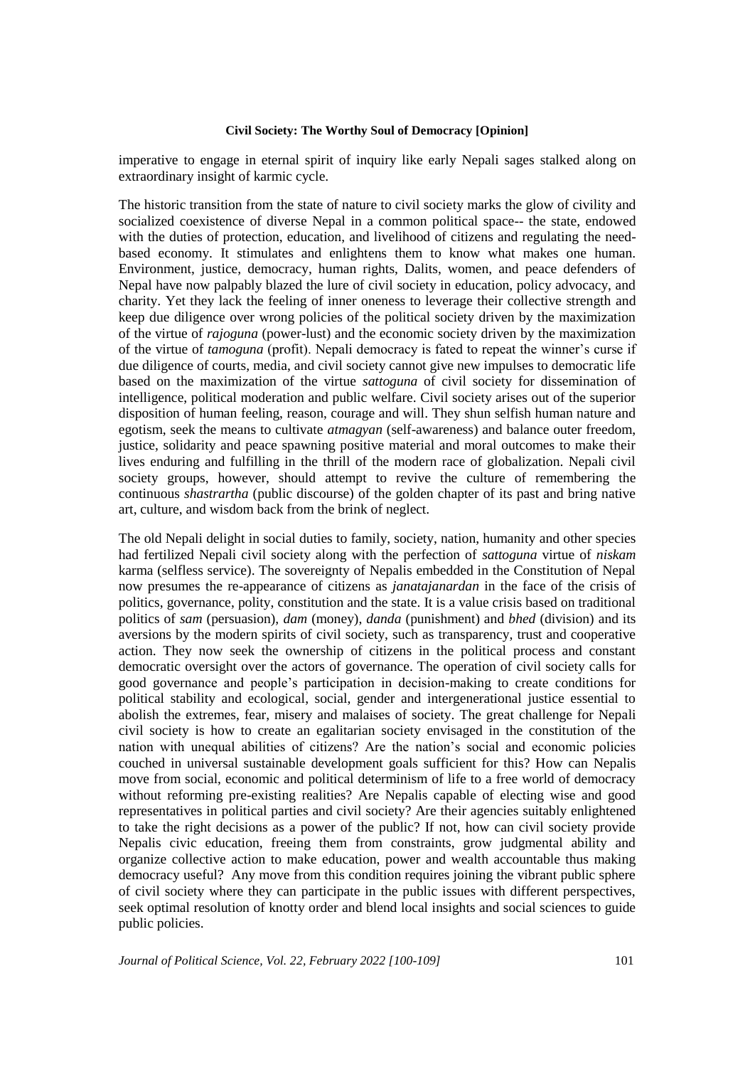imperative to engage in eternal spirit of inquiry like early Nepali sages stalked along on extraordinary insight of karmic cycle.

The historic transition from the state of nature to civil society marks the glow of civility and socialized coexistence of diverse Nepal in a common political space-- the state, endowed with the duties of protection, education, and livelihood of citizens and regulating the need-based economy. It stimulates and enlightens them to know what makes one human. Environment, justice, democracy, human rights, Dalits, women, and peace defenders of Nepal have now palpably blazed the lure of civil society in education, policy advocacy, and charity. Yet they lack the feeling of inner oneness to leverage their collective strength and keep due diligence over wrong policies of the political society driven by the maximization of the virtue of *rajoguna* (power-lust) and the economic society driven by the maximization of the virtue of *tamoguna* (profit). Nepali democracy is fated to repeat the winner's curse if due diligence of courts, media, and civil society cannot give new impulses to democratic life based on the maximization of the virtue *sattoguna* of civil society for dissemination of intelligence, political moderation and public welfare. Civil society arises out of the superior disposition of human feeling, reason, courage and will. They shun selfish human nature and egotism, seek the means to cultivate *atmagyan* (self-awareness) and balance outer freedom, justice, solidarity and peace spawning positive material and moral outcomes to make their lives enduring and fulfilling in the thrill of the modern race of globalization. Nepali civil society groups, however, should attempt to revive the culture of remembering the continuous *shastrartha* (public discourse) of the golden chapter of its past and bring native art, culture, and wisdom back from the brink of neglect.

The old Nepali delight in social duties to family, society, nation, humanity and other species had fertilized Nepali civil society along with the perfection of *sattoguna* virtue of *niskam* karma (selfless service). The sovereignty of Nepalis embedded in the Constitution of Nepal now presumes the re-appearance of citizens as *janatajanardan* in the face of the crisis of politics, governance, polity, constitution and the state. It is a value crisis based on traditional politics of *sam* (persuasion), *dam* (money), *danda* (punishment) and *bhed* (division) and its aversions by the modern spirits of civil society, such as transparency, trust and cooperative action. They now seek the ownership of citizens in the political process and constant democratic oversight over the actors of governance. The operation of civil society calls for good governance and people's participation in decision-making to create conditions for political stability and ecological, social, gender and intergenerational justice essential to abolish the extremes, fear, misery and malaises of society. The great challenge for Nepali civil society is how to create an egalitarian society envisaged in the constitution of the nation with unequal abilities of citizens? Are the nation's social and economic policies couched in universal sustainable development goals sufficient for this? How can Nepalis move from social, economic and political determinism of life to a free world of democracy without reforming pre-existing realities? Are Nepalis capable of electing wise and good representatives in political parties and civil society? Are their agencies suitably enlightened to take the right decisions as a power of the public? If not, how can civil society provide Nepalis civic education, freeing them from constraints, grow judgmental ability and organize collective action to make education, power and wealth accountable thus making democracy useful? Any move from this condition requires joining the vibrant public sphere of civil society where they can participate in the public issues with different perspectives, seek optimal resolution of knotty order and blend local insights and social sciences to guide public policies.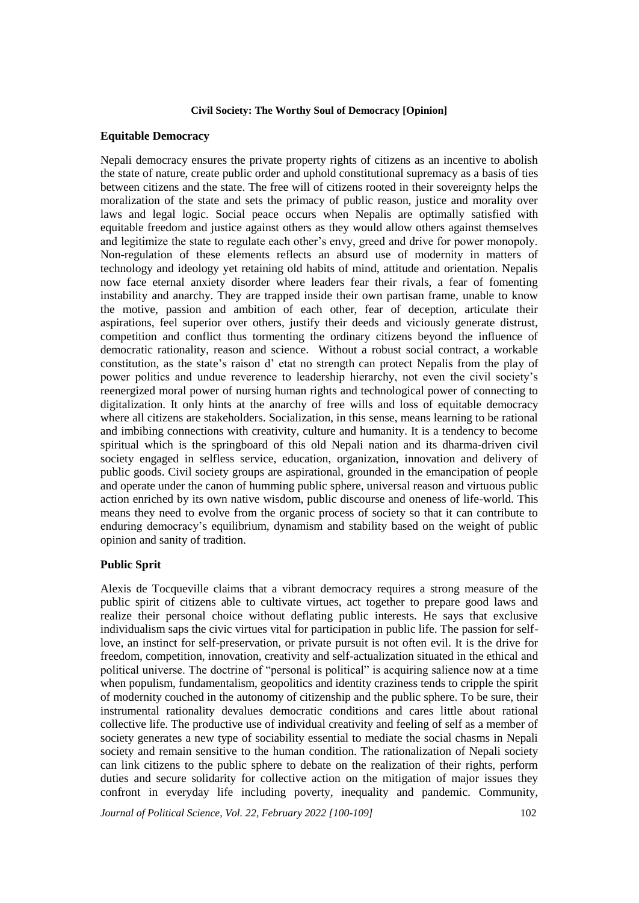## Equitable Democracy

Nepali democracy ensures the private property rights of citizens as an incentive to abolish the state of nature, create public order and uphold constitutional supremacy as a basis of ties between citizens and the state. The free will of citizens rooted in their sovereignty helps the moralization of the state and sets the primacy of public reason, justice and morality over laws and legal logic. Social peace occurs when Nepalis are optimally satisfied with equitable freedom and justice against others as they would allow others against themselves and legitimize the state to regulate each other's envy, greed and drive for power monopoly. Non-regulation of these elements reflects an absurd use of modernity in matters of technology and ideology yet retaining old habits of mind, attitude and orientation. Nepalis now face eternal anxiety disorder where leaders fear their rivals, a fear of fomenting instability and anarchy. They are trapped inside their own partisan frame, unable to know the motive, passion and ambition of each other, fear of deception, articulate their aspirations, feel superior over others, justify their deeds and viciously generate distrust, competition and conflict thus tormenting the ordinary citizens beyond the influence of democratic rationality, reason and science. Without a robust social contract, a workable constitution, as the state's raison d' etat no strength can protect Nepalis from the play of power politics and undue reverence to leadership hierarchy, not even the civil society's reenergized moral power of nursing human rights and technological power of connecting to digitalization. It only hints at the anarchy of free wills and loss of equitable democracy where all citizens are stakeholders. Socialization, in this sense, means learning to be rational and imbibing connections with creativity, culture and humanity. It is a tendency to become spiritual which is the springboard of this old Nepali nation and its dharma-driven civil society engaged in selfless service, education, organization, innovation and delivery of public goods. Civil society groups are aspirational, grounded in the emancipation of people and operate under the canon of humming public sphere, universal reason and virtuous public action enriched by its own native wisdom, public discourse and oneness of life-world. This means they need to evolve from the organic process of society so that it can contribute to enduring democracy's equilibrium, dynamism and stability based on the weight of public opinion and sanity of tradition.

## Public Sprit

Alexis de Tocqueville claims that a vibrant democracy requires a strong measure of the public spirit of citizens able to cultivate virtues, act together to prepare good laws and realize their personal choice without deflating public interests. He says that exclusive individualism saps the civic virtues vital for participation in public life. The passion for self-love, an instinct for self-preservation, or private pursuit is not often evil. It is the drive for freedom, competition, innovation, creativity and self-actualization situated in the ethical and political universe. The doctrine of "personal is political" is acquiring salience now at a time when populism, fundamentalism, geopolitics and identity craziness tends to cripple the spirit of modernity couched in the autonomy of citizenship and the public sphere. To be sure, their instrumental rationality devalues democratic conditions and cares little about rational collective life. The productive use of individual creativity and feeling of self as a member of society generates a new type of sociability essential to mediate the social chasms in Nepali society and remain sensitive to the human condition. The rationalization of Nepali society can link citizens to the public sphere to debate on the realization of their rights, perform duties and secure solidarity for collective action on the mitigation of major issues they confront in everyday life including poverty, inequality and pandemic. Community,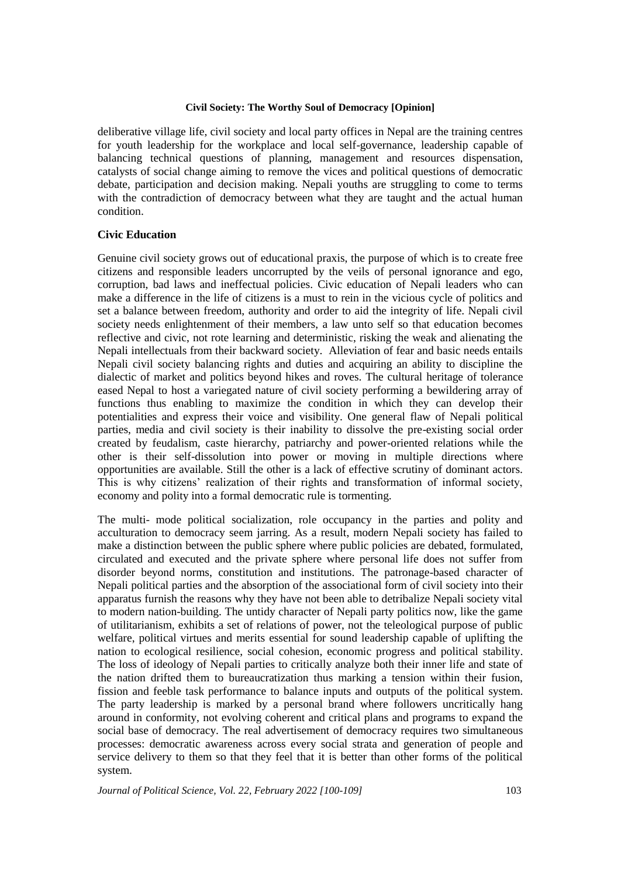deliberative village life, civil society and local party offices in Nepal are the training centres for youth leadership for the workplace and local self-governance, leadership capable of balancing technical questions of planning, management and resources dispensation, catalysts of social change aiming to remove the vices and political questions of democratic debate, participation and decision making. Nepali youths are struggling to come to terms with the contradiction of democracy between what they are taught and the actual human condition.

## Civic Education

Genuine civil society grows out of educational praxis, the purpose of which is to create free citizens and responsible leaders uncorrupted by the veils of personal ignorance and ego, corruption, bad laws and ineffectual policies. Civic education of Nepali leaders who can make a difference in the life of citizens is a must to rein in the vicious cycle of politics and set a balance between freedom, authority and order to aid the integrity of life. Nepali civil society needs enlightenment of their members, a law unto self so that education becomes reflective and civic, not rote learning and deterministic, risking the weak and alienating the Nepali intellectuals from their backward society. Alleviation of fear and basic needs entails Nepali civil society balancing rights and duties and acquiring an ability to discipline the dialectic of market and politics beyond hikes and roves. The cultural heritage of tolerance eased Nepal to host a variegated nature of civil society performing a bewildering array of functions thus enabling to maximize the condition in which they can develop their potentialities and express their voice and visibility. One general flaw of Nepali political parties, media and civil society is their inability to dissolve the pre-existing social order created by feudalism, caste hierarchy, patriarchy and power-oriented relations while the other is their self-dissolution into power or moving in multiple directions where opportunities are available. Still the other is a lack of effective scrutiny of dominant actors. This is why citizens' realization of their rights and transformation of informal society, economy and polity into a formal democratic rule is tormenting.

The multi- mode political socialization, role occupancy in the parties and polity and acculturation to democracy seem jarring. As a result, modern Nepali society has failed to make a distinction between the public sphere where public policies are debated, formulated, circulated and executed and the private sphere where personal life does not suffer from disorder beyond norms, constitution and institutions. The patronage-based character of Nepali political parties and the absorption of the associational form of civil society into their apparatus furnish the reasons why they have not been able to detribalize Nepali society vital to modern nation-building. The untidy character of Nepali party politics now, like the game of utilitarianism, exhibits a set of relations of power, not the teleological purpose of public welfare, political virtues and merits essential for sound leadership capable of uplifting the nation to ecological resilience, social cohesion, economic progress and political stability. The loss of ideology of Nepali parties to critically analyze both their inner life and state of the nation drifted them to bureaucratization thus marking a tension within their fusion, fission and feeble task performance to balance inputs and outputs of the political system. The party leadership is marked by a personal brand where followers uncritically hang around in conformity, not evolving coherent and critical plans and programs to expand the social base of democracy. The real advertisement of democracy requires two simultaneous processes: democratic awareness across every social strata and generation of people and service delivery to them so that they feel that it is better than other forms of the political system.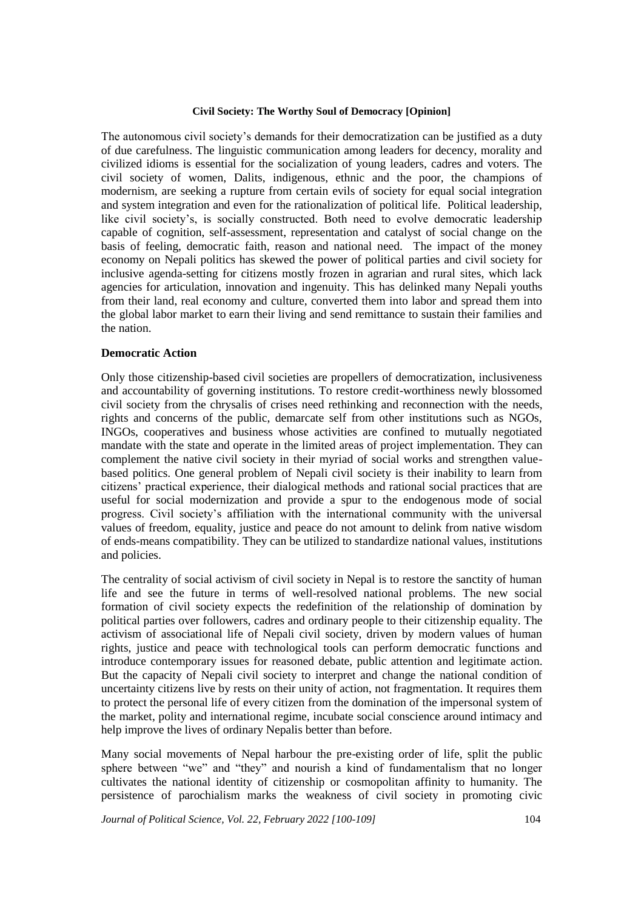The autonomous civil society's demands for their democratization can be justified as a duty of due carefulness. The linguistic communication among leaders for decency, morality and civilized idioms is essential for the socialization of young leaders, cadres and voters. The civil society of women, Dalits, indigenous, ethnic and the poor, the champions of modernism, are seeking a rupture from certain evils of society for equal social integration and system integration and even for the rationalization of political life. Political leadership, like civil society's, is socially constructed. Both need to evolve democratic leadership capable of cognition, self-assessment, representation and catalyst of social change on the basis of feeling, democratic faith, reason and national need. The impact of the money economy on Nepali politics has skewed the power of political parties and civil society for inclusive agenda-setting for citizens mostly frozen in agrarian and rural sites, which lack agencies for articulation, innovation and ingenuity. This has delinked many Nepali youths from their land, real economy and culture, converted them into labor and spread them into the global labor market to earn their living and send remittance to sustain their families and the nation.

## Democratic Action

Only those citizenship-based civil societies are propellers of democratization, inclusiveness and accountability of governing institutions. To restore credit-worthiness newly blossomed civil society from the chrysalis of crises need rethinking and reconnection with the needs, rights and concerns of the public, demarcate self from other institutions such as NGOs, INGOs, cooperatives and business whose activities are confined to mutually negotiated mandate with the state and operate in the limited areas of project implementation. They can complement the native civil society in their myriad of social works and strengthen value-based politics. One general problem of Nepali civil society is their inability to learn from citizens' practical experience, their dialogical methods and rational social practices that are useful for social modernization and provide a spur to the endogenous mode of social progress. Civil society's affiliation with the international community with the universal values of freedom, equality, justice and peace do not amount to delink from native wisdom of ends-means compatibility. They can be utilized to standardize national values, institutions and policies.

The centrality of social activism of civil society in Nepal is to restore the sanctity of human life and see the future in terms of well-resolved national problems. The new social formation of civil society expects the redefinition of the relationship of domination by political parties over followers, cadres and ordinary people to their citizenship equality. The activism of associational life of Nepali civil society, driven by modern values of human rights, justice and peace with technological tools can perform democratic functions and introduce contemporary issues for reasoned debate, public attention and legitimate action. But the capacity of Nepali civil society to interpret and change the national condition of uncertainty citizens live by rests on their unity of action, not fragmentation. It requires them to protect the personal life of every citizen from the domination of the impersonal system of the market, polity and international regime, incubate social conscience around intimacy and help improve the lives of ordinary Nepalis better than before.

Many social movements of Nepal harbour the pre-existing order of life, split the public sphere between "we" and "they" and nourish a kind of fundamentalism that no longer cultivates the national identity of citizenship or cosmopolitan affinity to humanity. The persistence of parochialism marks the weakness of civil society in promoting civic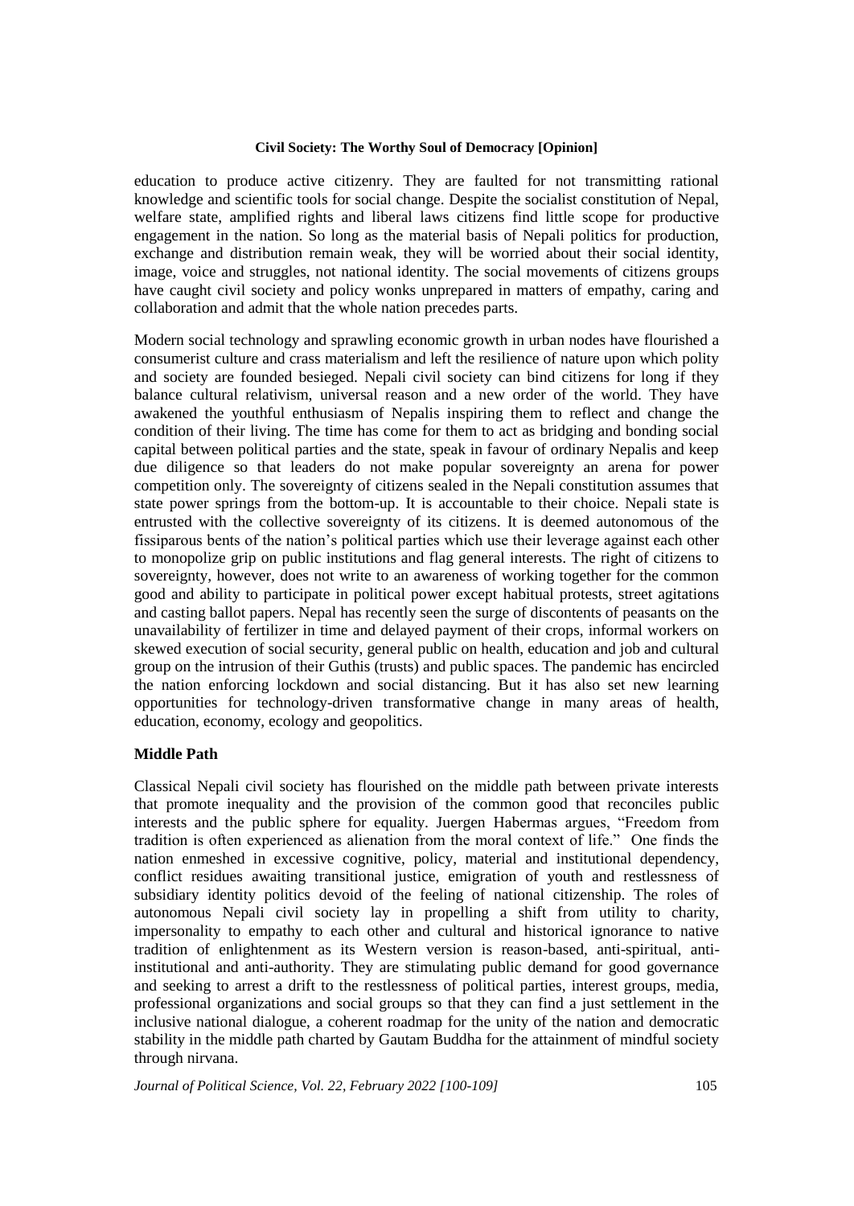education to produce active citizenry. They are faulted for not transmitting rational knowledge and scientific tools for social change. Despite the socialist constitution of Nepal, welfare state, amplified rights and liberal laws citizens find little scope for productive engagement in the nation. So long as the material basis of Nepali politics for production, exchange and distribution remain weak, they will be worried about their social identity, image, voice and struggles, not national identity. The social movements of citizens groups have caught civil society and policy wonks unprepared in matters of empathy, caring and collaboration and admit that the whole nation precedes parts.

Modern social technology and sprawling economic growth in urban nodes have flourished a consumerist culture and crass materialism and left the resilience of nature upon which polity and society are founded besieged. Nepali civil society can bind citizens for long if they balance cultural relativism, universal reason and a new order of the world. They have awakened the youthful enthusiasm of Nepalis inspiring them to reflect and change the condition of their living. The time has come for them to act as bridging and bonding social capital between political parties and the state, speak in favour of ordinary Nepalis and keep due diligence so that leaders do not make popular sovereignty an arena for power competition only. The sovereignty of citizens sealed in the Nepali constitution assumes that state power springs from the bottom-up. It is accountable to their choice. Nepali state is entrusted with the collective sovereignty of its citizens. It is deemed autonomous of the fissiparous bents of the nation's political parties which use their leverage against each other to monopolize grip on public institutions and flag general interests. The right of citizens to sovereignty, however, does not write to an awareness of working together for the common good and ability to participate in political power except habitual protests, street agitations and casting ballot papers. Nepal has recently seen the surge of discontents of peasants on the unavailability of fertilizer in time and delayed payment of their crops, informal workers on skewed execution of social security, general public on health, education and job and cultural group on the intrusion of their Guthis (trusts) and public spaces. The pandemic has encircled the nation enforcing lockdown and social distancing. But it has also set new learning opportunities for technology-driven transformative change in many areas of health, education, economy, ecology and geopolitics.

## Middle Path

Classical Nepali civil society has flourished on the middle path between private interests that promote inequality and the provision of the common good that reconciles public interests and the public sphere for equality. Juergen Habermas argues, "Freedom from tradition is often experienced as alienation from the moral context of life." One finds the nation enmeshed in excessive cognitive, policy, material and institutional dependency, conflict residues awaiting transitional justice, emigration of youth and restlessness of subsidiary identity politics devoid of the feeling of national citizenship. The roles of autonomous Nepali civil society lay in propelling a shift from utility to charity, impersonality to empathy to each other and cultural and historical ignorance to native tradition of enlightenment as its Western version is reason-based, anti-spiritual, anti-institutional and anti-authority. They are stimulating public demand for good governance and seeking to arrest a drift to the restlessness of political parties, interest groups, media, professional organizations and social groups so that they can find a just settlement in the inclusive national dialogue, a coherent roadmap for the unity of the nation and democratic stability in the middle path charted by Gautam Buddha for the attainment of mindful society through nirvana.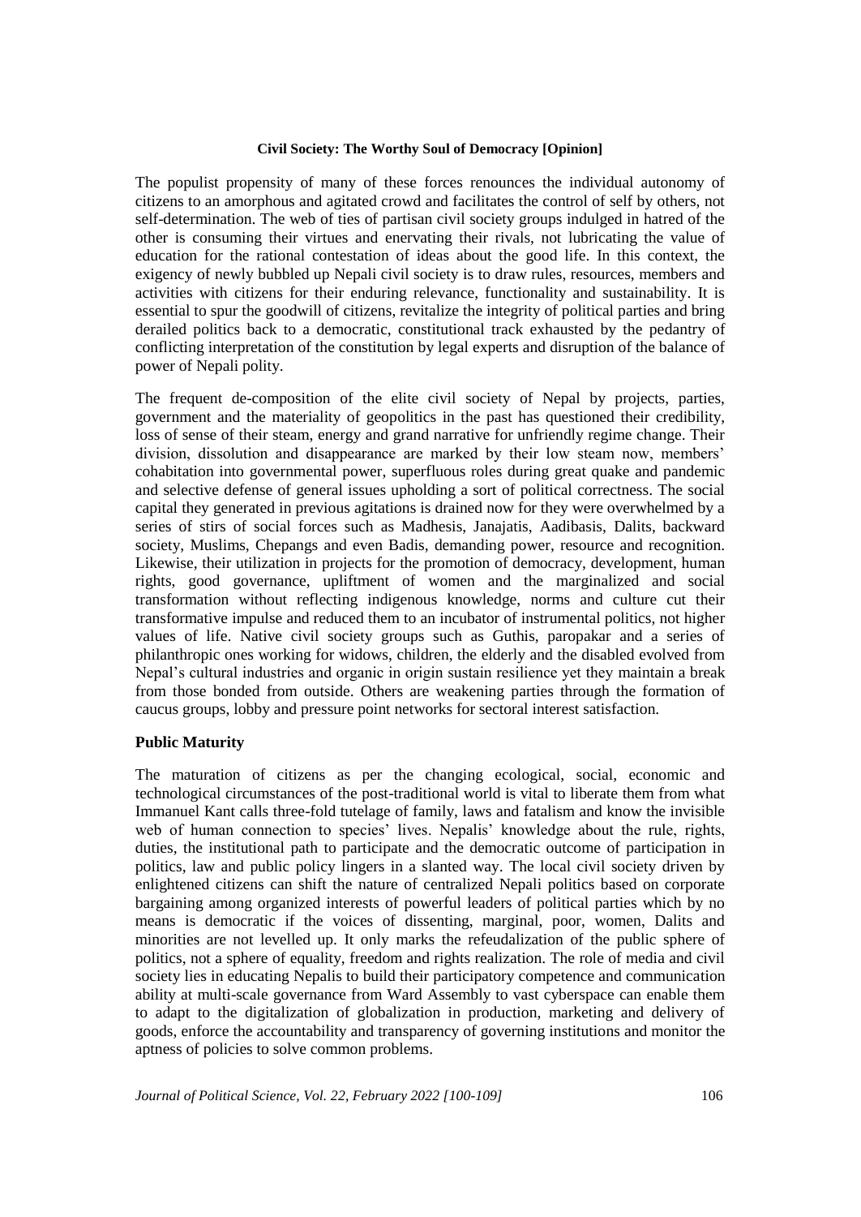The populist propensity of many of these forces renounces the individual autonomy of citizens to an amorphous and agitated crowd and facilitates the control of self by others, not self-determination. The web of ties of partisan civil society groups indulged in hatred of the other is consuming their virtues and enervating their rivals, not lubricating the value of education for the rational contestation of ideas about the good life. In this context, the exigency of newly bubbled up Nepali civil society is to draw rules, resources, members and activities with citizens for their enduring relevance, functionality and sustainability. It is essential to spur the goodwill of citizens, revitalize the integrity of political parties and bring derailed politics back to a democratic, constitutional track exhausted by the pedantry of conflicting interpretation of the constitution by legal experts and disruption of the balance of power of Nepali polity.

The frequent de-composition of the elite civil society of Nepal by projects, parties, government and the materiality of geopolitics in the past has questioned their credibility, loss of sense of their steam, energy and grand narrative for unfriendly regime change. Their division, dissolution and disappearance are marked by their low steam now, members' cohabitation into governmental power, superfluous roles during great quake and pandemic and selective defense of general issues upholding a sort of political correctness. The social capital they generated in previous agitations is drained now for they were overwhelmed by a series of stirs of social forces such as Madhesis, Janajatis, Aadibasis, Dalits, backward society, Muslims, Chepangs and even Badis, demanding power, resource and recognition. Likewise, their utilization in projects for the promotion of democracy, development, human rights, good governance, upliftment of women and the marginalized and social transformation without reflecting indigenous knowledge, norms and culture cut their transformative impulse and reduced them to an incubator of instrumental politics, not higher values of life. Native civil society groups such as Guthis, paropakar and a series of philanthropic ones working for widows, children, the elderly and the disabled evolved from Nepal's cultural industries and organic in origin sustain resilience yet they maintain a break from those bonded from outside. Others are weakening parties through the formation of caucus groups, lobby and pressure point networks for sectoral interest satisfaction.

## Public Maturity

The maturation of citizens as per the changing ecological, social, economic and technological circumstances of the post-traditional world is vital to liberate them from what Immanuel Kant calls three-fold tutelage of family, laws and fatalism and know the invisible web of human connection to species' lives. Nepalis' knowledge about the rule, rights, duties, the institutional path to participate and the democratic outcome of participation in politics, law and public policy lingers in a slanted way. The local civil society driven by enlightened citizens can shift the nature of centralized Nepali politics based on corporate bargaining among organized interests of powerful leaders of political parties which by no means is democratic if the voices of dissenting, marginal, poor, women, Dalits and minorities are not levelled up. It only marks the refeudalization of the public sphere of politics, not a sphere of equality, freedom and rights realization. The role of media and civil society lies in educating Nepalis to build their participatory competence and communication ability at multi-scale governance from Ward Assembly to vast cyberspace can enable them to adapt to the digitalization of globalization in production, marketing and delivery of goods, enforce the accountability and transparency of governing institutions and monitor the aptness of policies to solve common problems.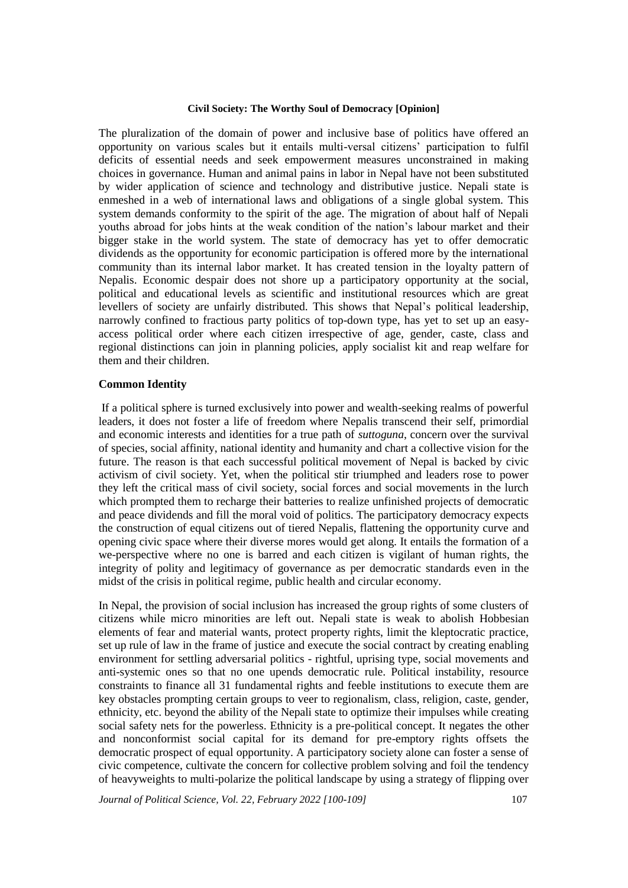**Civil Society: The Worthy Soul of Democracy [Opinion]**

The pluralization of the domain of power and inclusive base of politics have offered an opportunity on various scales but it entails multi-versal citizens' participation to fulfil deficits of essential needs and seek empowerment measures unconstrained in making choices in governance. Human and animal pains in labor in Nepal have not been substituted by wider application of science and technology and distributive justice. Nepali state is enmeshed in a web of international laws and obligations of a single global system. This system demands conformity to the spirit of the age. The migration of about half of Nepali youths abroad for jobs hints at the weak condition of the nation's labour market and their bigger stake in the world system. The state of democracy has yet to offer democratic dividends as the opportunity for economic participation is offered more by the international community than its internal labor market. It has created tension in the loyalty pattern of Nepalis. Economic despair does not shore up a participatory opportunity at the social, political and educational levels as scientific and institutional resources which are great levellers of society are unfairly distributed. This shows that Nepal's political leadership, narrowly confined to fractious party politics of top-down type, has yet to set up an easy-access political order where each citizen irrespective of age, gender, caste, class and regional distinctions can join in planning policies, apply socialist kit and reap welfare for them and their children.

**Common Identity**

If a political sphere is turned exclusively into power and wealth-seeking realms of powerful leaders, it does not foster a life of freedom where Nepalis transcend their self, primordial and economic interests and identities for a true path of *suttoguna*, concern over the survival of species, social affinity, national identity and humanity and chart a collective vision for the future. The reason is that each successful political movement of Nepal is backed by civic activism of civil society. Yet, when the political stir triumphed and leaders rose to power they left the critical mass of civil society, social forces and social movements in the lurch which prompted them to recharge their batteries to realize unfinished projects of democratic and peace dividends and fill the moral void of politics. The participatory democracy expects the construction of equal citizens out of tiered Nepalis, flattening the opportunity curve and opening civic space where their diverse mores would get along. It entails the formation of a we-perspective where no one is barred and each citizen is vigilant of human rights, the integrity of polity and legitimacy of governance as per democratic standards even in the midst of the crisis in political regime, public health and circular economy.

In Nepal, the provision of social inclusion has increased the group rights of some clusters of citizens while micro minorities are left out. Nepali state is weak to abolish Hobbesian elements of fear and material wants, protect property rights, limit the kleptocratic practice, set up rule of law in the frame of justice and execute the social contract by creating enabling environment for settling adversarial politics - rightful, uprising type, social movements and anti-systemic ones so that no one upends democratic rule. Political instability, resource constraints to finance all 31 fundamental rights and feeble institutions to execute them are key obstacles prompting certain groups to veer to regionalism, class, religion, caste, gender, ethnicity, etc. beyond the ability of the Nepali state to optimize their impulses while creating social safety nets for the powerless. Ethnicity is a pre-political concept. It negates the other and nonconformist social capital for its demand for pre-emptory rights offsets the democratic prospect of equal opportunity. A participatory society alone can foster a sense of civic competence, cultivate the concern for collective problem solving and foil the tendency of heavyweights to multi-polarize the political landscape by using a strategy of flipping over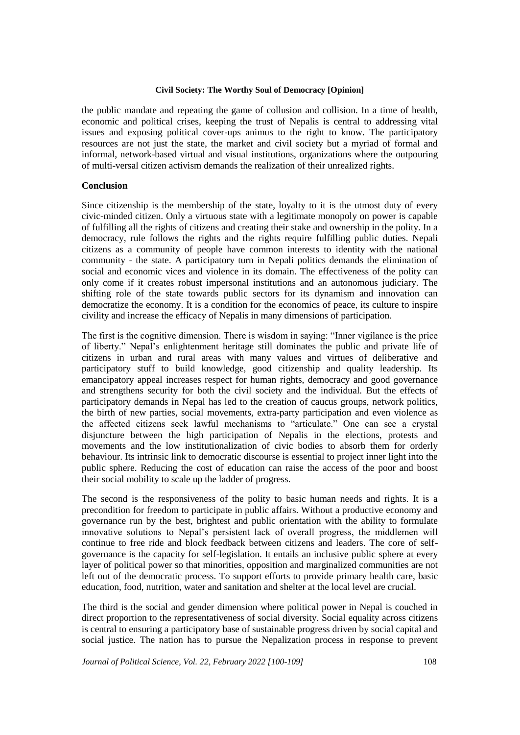the public mandate and repeating the game of collusion and collision. In a time of health, economic and political crises, keeping the trust of Nepalis is central to addressing vital issues and exposing political cover-ups animus to the right to know. The participatory resources are not just the state, the market and civil society but a myriad of formal and informal, network-based virtual and visual institutions, organizations where the outpouring of multi-versal citizen activism demands the realization of their unrealized rights.

## Conclusion

Since citizenship is the membership of the state, loyalty to it is the utmost duty of every civic-minded citizen. Only a virtuous state with a legitimate monopoly on power is capable of fulfilling all the rights of citizens and creating their stake and ownership in the polity. In a democracy, rule follows the rights and the rights require fulfilling public duties. Nepali citizens as a community of people have common interests to identity with the national community - the state. A participatory turn in Nepali politics demands the elimination of social and economic vices and violence in its domain. The effectiveness of the polity can only come if it creates robust impersonal institutions and an autonomous judiciary. The shifting role of the state towards public sectors for its dynamism and innovation can democratize the economy. It is a condition for the economics of peace, its culture to inspire civility and increase the efficacy of Nepalis in many dimensions of participation.

The first is the cognitive dimension. There is wisdom in saying: "Inner vigilance is the price of liberty." Nepal's enlightenment heritage still dominates the public and private life of citizens in urban and rural areas with many values and virtues of deliberative and participatory stuff to build knowledge, good citizenship and quality leadership. Its emancipatory appeal increases respect for human rights, democracy and good governance and strengthens security for both the civil society and the individual. But the effects of participatory demands in Nepal has led to the creation of caucus groups, network politics, the birth of new parties, social movements, extra-party participation and even violence as the affected citizens seek lawful mechanisms to "articulate." One can see a crystal disjuncture between the high participation of Nepalis in the elections, protests and movements and the low institutionalization of civic bodies to absorb them for orderly behaviour. Its intrinsic link to democratic discourse is essential to project inner light into the public sphere. Reducing the cost of education can raise the access of the poor and boost their social mobility to scale up the ladder of progress.

The second is the responsiveness of the polity to basic human needs and rights. It is a precondition for freedom to participate in public affairs. Without a productive economy and governance run by the best, brightest and public orientation with the ability to formulate innovative solutions to Nepal's persistent lack of overall progress, the middlemen will continue to free ride and block feedback between citizens and leaders. The core of self-governance is the capacity for self-legislation. It entails an inclusive public sphere at every layer of political power so that minorities, opposition and marginalized communities are not left out of the democratic process. To support efforts to provide primary health care, basic education, food, nutrition, water and sanitation and shelter at the local level are crucial.

The third is the social and gender dimension where political power in Nepal is couched in direct proportion to the representativeness of social diversity. Social equality across citizens is central to ensuring a participatory base of sustainable progress driven by social capital and social justice. The nation has to pursue the Nepalization process in response to prevent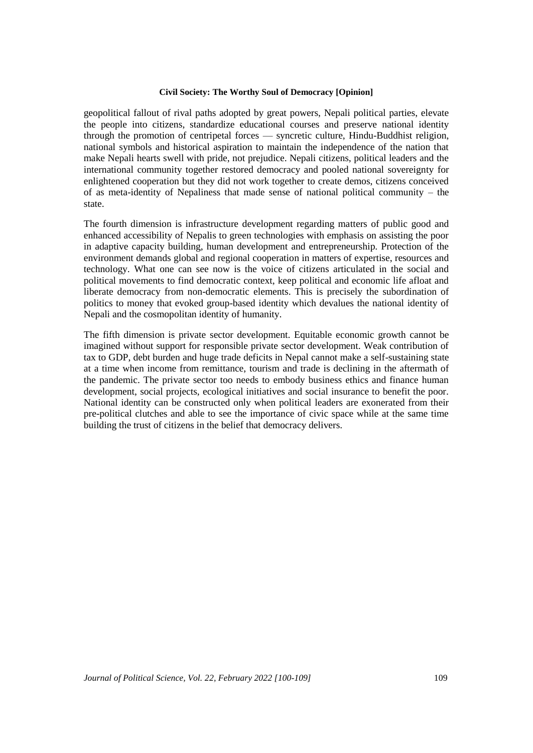geopolitical fallout of rival paths adopted by great powers, Nepali political parties, elevate the people into citizens, standardize educational courses and preserve national identity through the promotion of centripetal forces — syncretic culture, Hindu-Buddhist religion, national symbols and historical aspiration to maintain the independence of the nation that make Nepali hearts swell with pride, not prejudice. Nepali citizens, political leaders and the international community together restored democracy and pooled national sovereignty for enlightened cooperation but they did not work together to create demos, citizens conceived of as meta-identity of Nepaliness that made sense of national political community – the state.

The fourth dimension is infrastructure development regarding matters of public good and enhanced accessibility of Nepalis to green technologies with emphasis on assisting the poor in adaptive capacity building, human development and entrepreneurship. Protection of the environment demands global and regional cooperation in matters of expertise, resources and technology. What one can see now is the voice of citizens articulated in the social and political movements to find democratic context, keep political and economic life afloat and liberate democracy from non-democratic elements. This is precisely the subordination of politics to money that evoked group-based identity which devalues the national identity of Nepali and the cosmopolitan identity of humanity.

The fifth dimension is private sector development. Equitable economic growth cannot be imagined without support for responsible private sector development. Weak contribution of tax to GDP, debt burden and huge trade deficits in Nepal cannot make a self-sustaining state at a time when income from remittance, tourism and trade is declining in the aftermath of the pandemic. The private sector too needs to embody business ethics and finance human development, social projects, ecological initiatives and social insurance to benefit the poor. National identity can be constructed only when political leaders are exonerated from their pre-political clutches and able to see the importance of civic space while at the same time building the trust of citizens in the belief that democracy delivers.